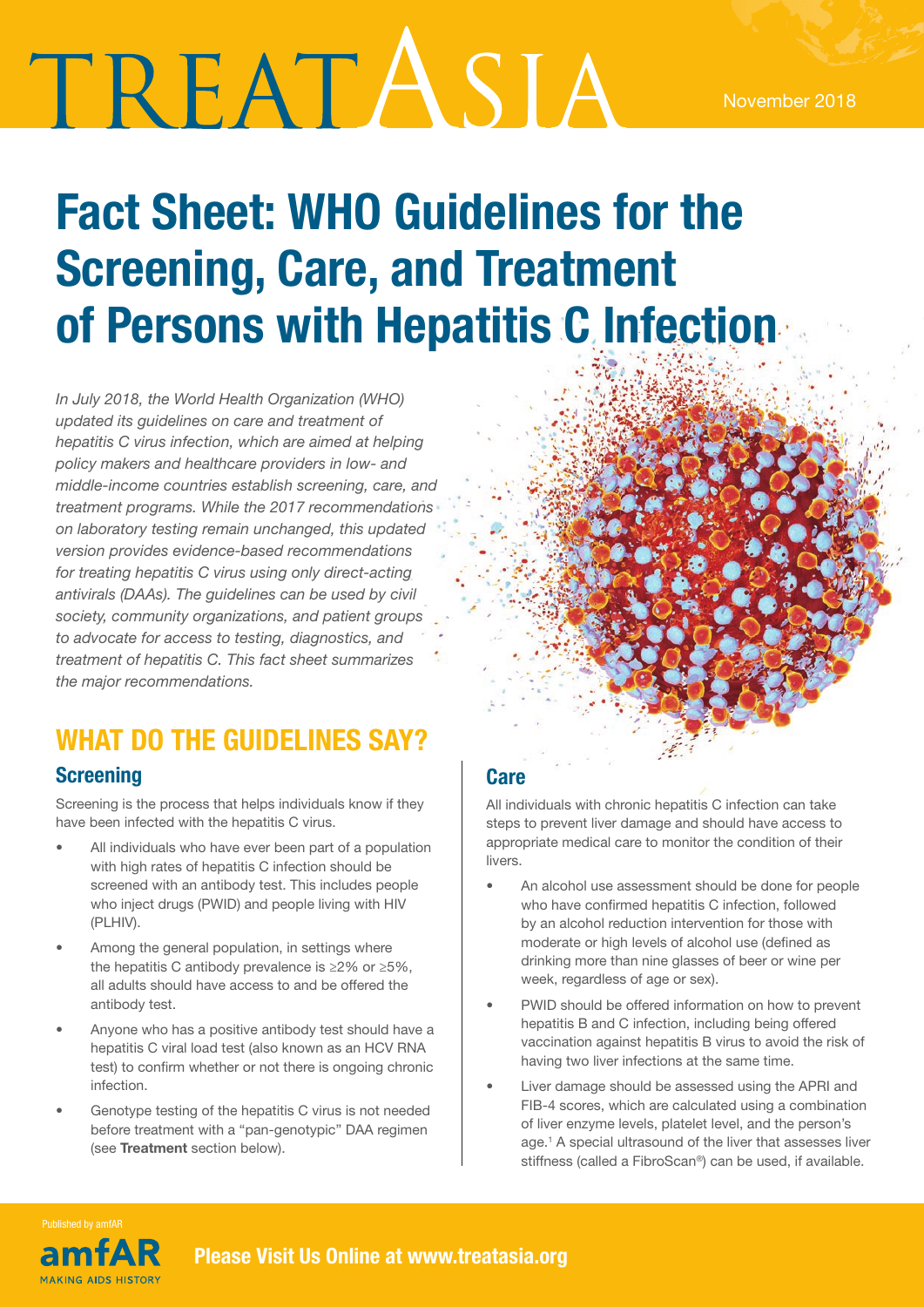# Fact Sheet: WHO Guidelines for the Screening, Care, and Treatment of Persons with Hepatitis C Infection

*In July 2018, the World Health Organization (WHO) updated its guidelines on care and treatment of hepatitis C virus infection, which are aimed at helping policy makers and healthcare providers in low- and middle-income countries establish screening, care, and treatment programs. While the 2017 recommendations on laboratory testing remain unchanged, this updated version provides evidence-based recommendations for treating hepatitis C virus using only direct-acting antivirals (DAAs). The guidelines can be used by civil society, community organizations, and patient groups to advocate for access to testing, diagnostics, and treatment of hepatitis C. This fact sheet summarizes the major recommendations.*

## WHAT DO THE GUIDELINES SAY?

### Screening

Screening is the process that helps individuals know if they have been infected with the hepatitis C virus.

- All individuals who have ever been part of a population with high rates of hepatitis C infection should be screened with an antibody test. This includes people who inject drugs (PWID) and people living with HIV (PLHIV).
- Among the general population, in settings where the hepatitis C antibody prevalence is ≥2% or ≥5%, all adults should have access to and be offered the antibody test.
- Anyone who has a positive antibody test should have a hepatitis C viral load test (also known as an HCV RNA test) to confirm whether or not there is ongoing chronic infection.
- Genotype testing of the hepatitis C virus is not needed before treatment with a "pan-genotypic" DAA regimen (see **Treatment** section below).

### Care

All individuals with chronic hepatitis C infection can take steps to prevent liver damage and should have access to appropriate medical care to monitor the condition of their livers.

- An alcohol use assessment should be done for people who have confirmed hepatitis C infection, followed by an alcohol reduction intervention for those with moderate or high levels of alcohol use (defined as drinking more than nine glasses of beer or wine per week, regardless of age or sex).
- PWID should be offered information on how to prevent hepatitis B and C infection, including being offered vaccination against hepatitis B virus to avoid the risk of having two liver infections at the same time.
- Liver damage should be assessed using the APRI and FIB-4 scores, which are calculated using a combination of liver enzyme levels, platelet level, and the person's age.[1] A special ultrasound of the liver that assesses liver stiffness (called a FibroScan®) can be used, if available.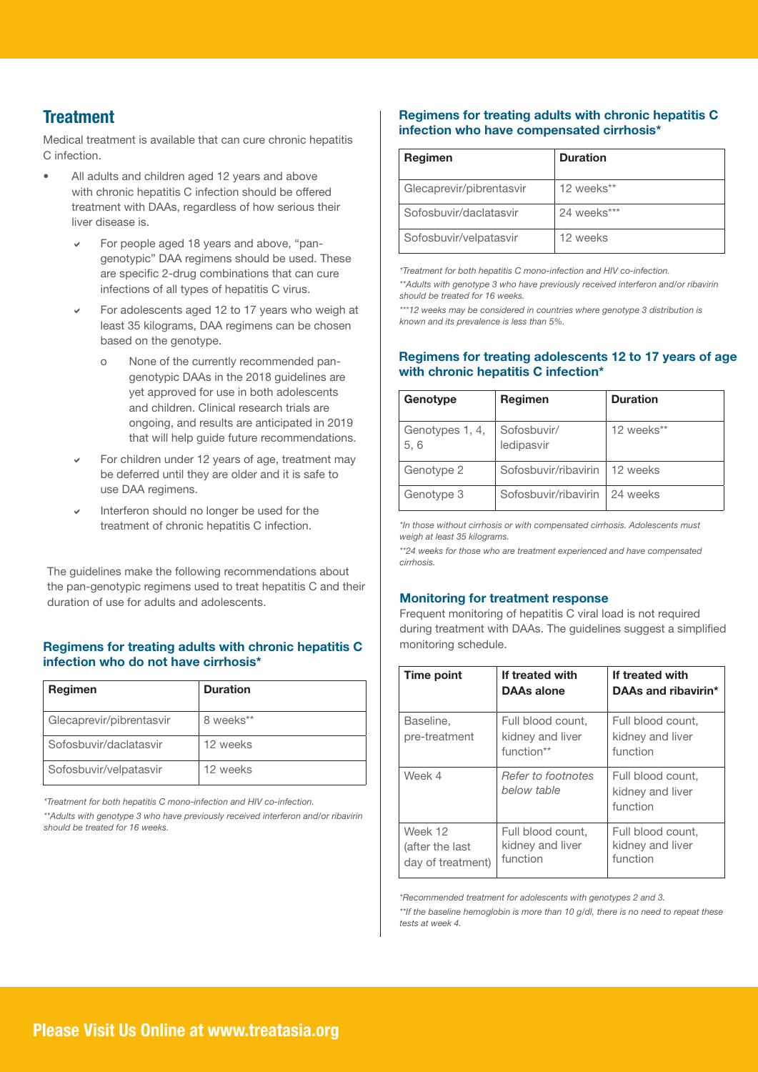## Treatment

Medical treatment is available that can cure chronic hepatitis C infection.

- All adults and children aged 12 years and above with chronic hepatitis C infection should be offered treatment with DAAs, regardless of how serious their liver disease is.
  - ✔ For people aged 18 years and above, "pan-genotypic" DAA regimens should be used. These are specific 2-drug combinations that can cure infections of all types of hepatitis C virus.
  - ✔ For adolescents aged 12 to 17 years who weigh at least 35 kilograms, DAA regimens can be chosen based on the genotype.
    - o None of the currently recommended pan-genotypic DAAs in the 2018 guidelines are yet approved for use in both adolescents and children. Clinical research trials are ongoing, and results are anticipated in 2019 that will help guide future recommendations.
  - ✔ For children under 12 years of age, treatment may be deferred until they are older and it is safe to use DAA regimens.
  - ✔ Interferon should no longer be used for the treatment of chronic hepatitis C infection.

The guidelines make the following recommendations about the pan-genotypic regimens used to treat hepatitis C and their duration of use for adults and adolescents.

### Regimens for treating adults with chronic hepatitis C infection who do not have cirrhosis*

| Regimen | Duration |
|---|---|
| Glecaprevir/pibrentasvir | 8 weeks** |
| Sofosbuvir/daclatasvir | 12 weeks |
| Sofosbuvir/velpatasvir | 12 weeks |

*\*Treatment for both hepatitis C mono-infection and HIV co-infection.*

*\*\*Adults with genotype 3 who have previously received interferon and/or ribavirin should be treated for 16 weeks.*

### Regimens for treating adults with chronic hepatitis C infection who have compensated cirrhosis*

| Regimen | Duration |
|---|---|
| Glecaprevir/pibrentasvir | 12 weeks** |
| Sofosbuvir/daclatasvir | 24 weeks*** |
| Sofosbuvir/velpatasvir | 12 weeks |

*\*Treatment for both hepatitis C mono-infection and HIV co-infection.*

*\*\*Adults with genotype 3 who have previously received interferon and/or ribavirin should be treated for 16 weeks.*

*\*\*\*12 weeks may be considered in countries where genotype 3 distribution is known and its prevalence is less than 5%.*

### Regimens for treating adolescents 12 to 17 years of age with chronic hepatitis C infection*

| Genotype | Regimen | Duration |
|---|---|---|
| Genotypes 1, 4, 5, 6 | Sofosbuvir/ledipasvir | 12 weeks** |
| Genotype 2 | Sofosbuvir/ribavirin | 12 weeks |
| Genotype 3 | Sofosbuvir/ribavirin | 24 weeks |

*\*In those without cirrhosis or with compensated cirrhosis. Adolescents must weigh at least 35 kilograms.*

*\*\*24 weeks for those who are treatment experienced and have compensated cirrhosis.*

### Monitoring for treatment response

Frequent monitoring of hepatitis C viral load is not required during treatment with DAAs. The guidelines suggest a simplified monitoring schedule.

| Time point | If treated with DAAs alone | If treated with DAAs and ribavirin* |
|---|---|---|
| Baseline, pre-treatment | Full blood count, kidney and liver function** | Full blood count, kidney and liver function |
| Week 4 | *Refer to footnotes below table* | Full blood count, kidney and liver function |
| Week 12 (after the last day of treatment) | Full blood count, kidney and liver function | Full blood count, kidney and liver function |

*\*Recommended treatment for adolescents with genotypes 2 and 3.*

*\*\*If the baseline hemoglobin is more than 10 g/dl, there is no need to repeat these tests at week 4.*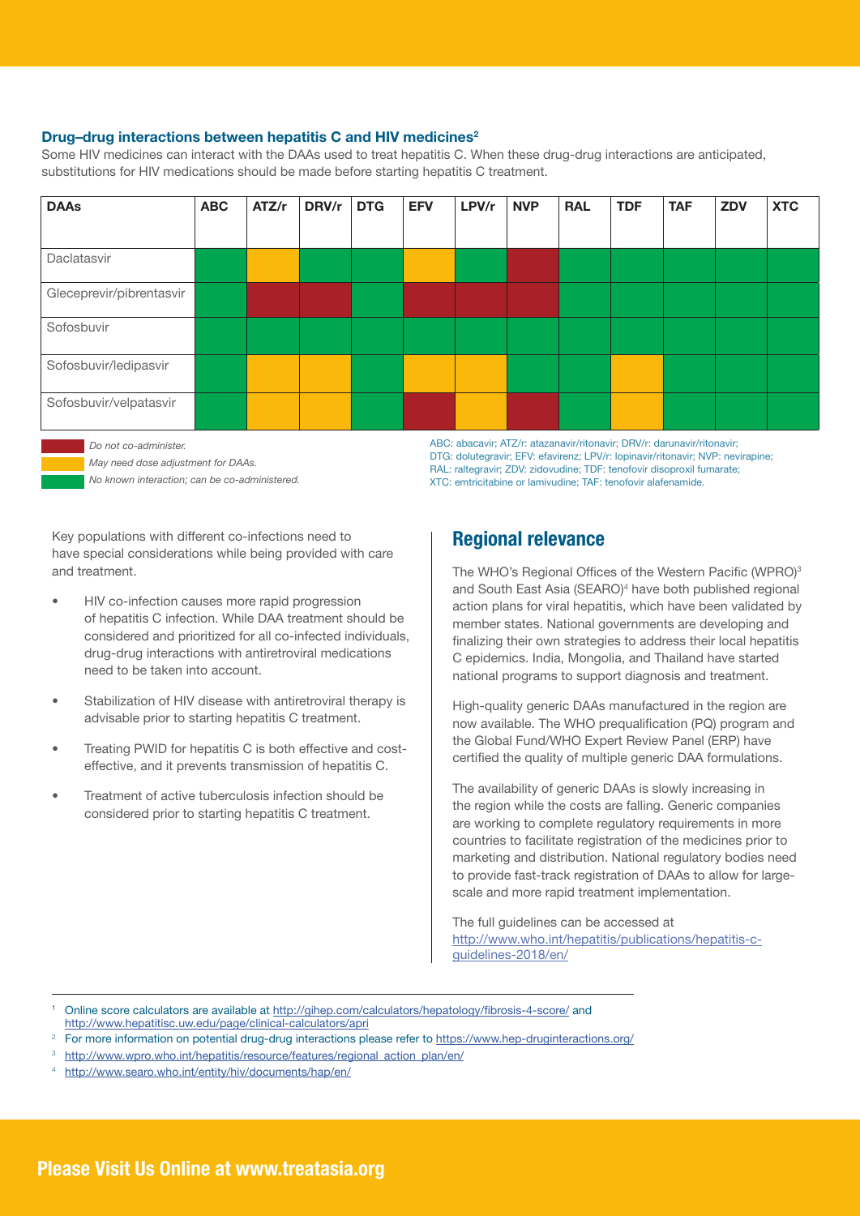#### Drug–drug interactions between hepatitis C and HIV medicines[2]

Some HIV medicines can interact with the DAAs used to treat hepatitis C. When these drug-drug interactions are anticipated, substitutions for HIV medications should be made before starting hepatitis C treatment.

| DAAs | ABC | ATZ/r | DRV/r | DTG | EFV | LPV/r | NVP | RAL | TDF | TAF | ZDV | XTC |
|---|---|---|---|---|---|---|---|---|---|---|---|---|
| Daclatasvir | Green | Yellow | Green | Green | Yellow | Green | Red | Green | Green | Green | Green | Green |
| Gleceprevir/pibrentasvir | Green | Red | Red | Green | Red | Red | Red | Green | Green | Green | Green | Green |
| Sofosbuvir | Green | Green | Green | Green | Green | Green | Green | Green | Green | Green | Green | Green |
| Sofosbuvir/ledipasvir | Green | Yellow | Yellow | Green | Yellow | Yellow | Green | Green | Yellow | Green | Green | Green |
| Sofosbuvir/velpatasvir | Green | Yellow | Yellow | Green | Red | Yellow | Red | Green | Yellow | Green | Green | Green |

*Red: Do not co-administer.*
*Yellow: May need dose adjustment for DAAs.*
*Green: No known interaction; can be co-administered.*

ABC: abacavir; ATZ/r: atazanavir/ritonavir; DRV/r: darunavir/ritonavir; DTG: dolutegravir; EFV: efavirenz; LPV/r: lopinavir/ritonavir; NVP: nevirapine; RAL: raltegravir; ZDV: zidovudine; TDF: tenofovir disoproxil fumarate; XTC: emtricitabine or lamivudine; TAF: tenofovir alafenamide.

Key populations with different co-infections need to have special considerations while being provided with care and treatment.

- HIV co-infection causes more rapid progression of hepatitis C infection. While DAA treatment should be considered and prioritized for all co-infected individuals, drug-drug interactions with antiretroviral medications need to be taken into account.
- Stabilization of HIV disease with antiretroviral therapy is advisable prior to starting hepatitis C treatment.
- Treating PWID for hepatitis C is both effective and cost-effective, and it prevents transmission of hepatitis C.
- Treatment of active tuberculosis infection should be considered prior to starting hepatitis C treatment.

## Regional relevance

The WHO's Regional Offices of the Western Pacific (WPRO)[3] and South East Asia (SEARO)[4] have both published regional action plans for viral hepatitis, which have been validated by member states. National governments are developing and finalizing their own strategies to address their local hepatitis C epidemics. India, Mongolia, and Thailand have started national programs to support diagnosis and treatment.

High-quality generic DAAs manufactured in the region are now available. The WHO prequalification (PQ) program and the Global Fund/WHO Expert Review Panel (ERP) have certified the quality of multiple generic DAA formulations.

The availability of generic DAAs is slowly increasing in the region while the costs are falling. Generic companies are working to complete regulatory requirements in more countries to facilitate registration of the medicines prior to marketing and distribution. National regulatory bodies need to provide fast-track registration of DAAs to allow for large-scale and more rapid treatment implementation.

The full guidelines can be accessed at http://www.who.int/hepatitis/publications/hepatitis-c-guidelines-2018/en/

---

[1] Online score calculators are available at http://gihep.com/calculators/hepatology/fibrosis-4-score/ and http://www.hepatitisc.uw.edu/page/clinical-calculators/apri

[2] For more information on potential drug-drug interactions please refer to https://www.hep-druginteractions.org/

[3] http://www.wpro.who.int/hepatitis/resource/features/regional_action_plan/en/

[4] http://www.searo.who.int/entity/hiv/documents/hap/en/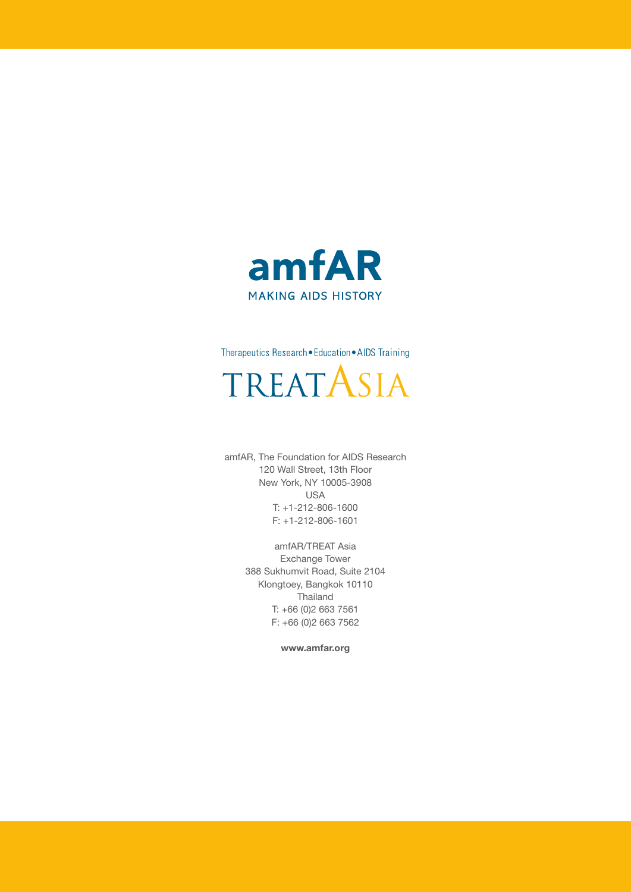amfAR

MAKING AIDS HISTORY

Therapeutics Research • Education • AIDS Training

TREATASIA

amfAR, The Foundation for AIDS Research
120 Wall Street, 13th Floor
New York, NY 10005-3908
USA
T: +1-212-806-1600
F: +1-212-806-1601

amfAR/TREAT Asia
Exchange Tower
388 Sukhumvit Road, Suite 2104
Klongtoey, Bangkok 10110
Thailand
T: +66 (0)2 663 7561
F: +66 (0)2 663 7562

**www.amfar.org**